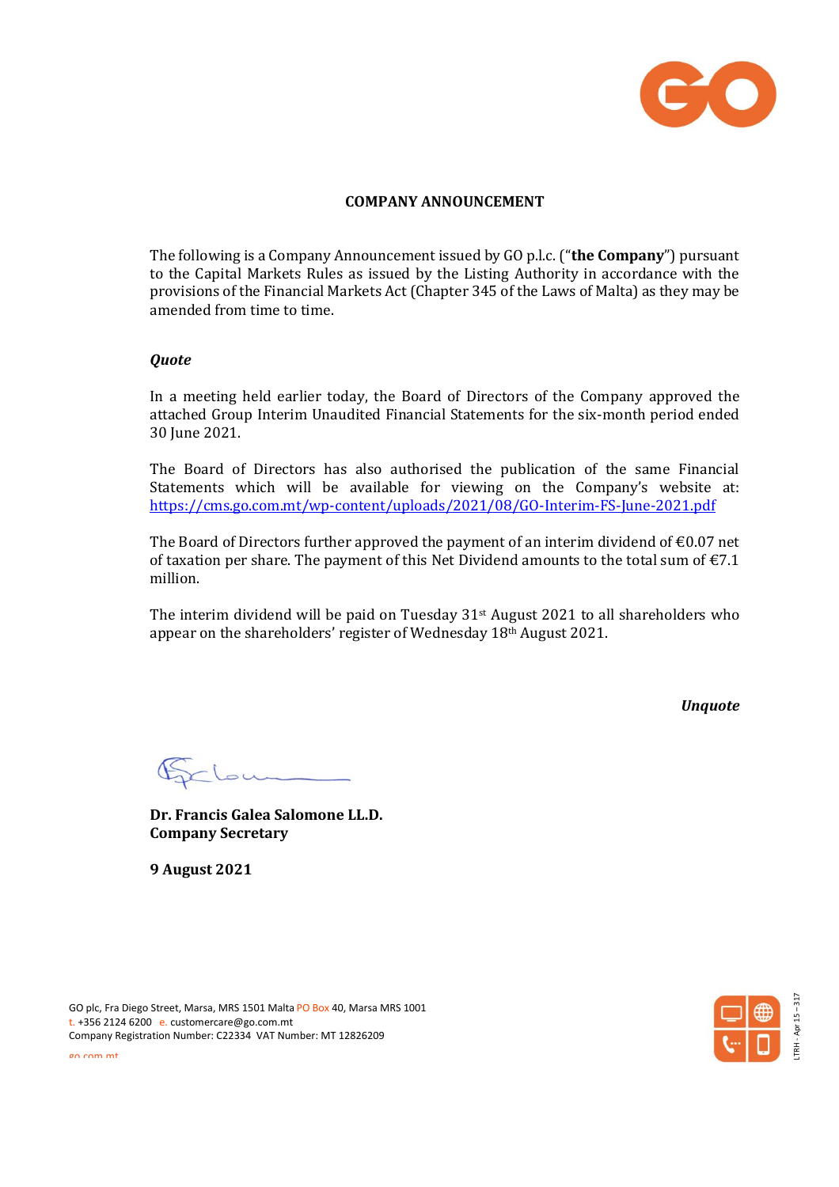**COMPANY ANNOUNCEMENT**

The following is a Company Announcement issued by GO p.l.c. ("**the Company**") pursuant to the Capital Markets Rules as issued by the Listing Authority in accordance with the provisions of the Financial Markets Act (Chapter 345 of the Laws of Malta) as they may be amended from time to time.

***Quote***

In a meeting held earlier today, the Board of Directors of the Company approved the attached Group Interim Unaudited Financial Statements for the six-month period ended 30 June 2021.

The Board of Directors has also authorised the publication of the same Financial Statements which will be available for viewing on the Company's website at: https://cms.go.com.mt/wp-content/uploads/2021/08/GO-Interim-FS-June-2021.pdf

The Board of Directors further approved the payment of an interim dividend of €0.07 net of taxation per share. The payment of this Net Dividend amounts to the total sum of €7.1 million.

The interim dividend will be paid on Tuesday 31st August 2021 to all shareholders who appear on the shareholders' register of Wednesday 18th August 2021.

***Unquote***

**Dr. Francis Galea Salomone LL.D.**
**Company Secretary**

**9 August 2021**

GO plc, Fra Diego Street, Marsa, MRS 1501 Malta PO Box 40, Marsa MRS 1001
t. +356 2124 6200 e. customercare@go.com.mt
Company Registration Number: C22334 VAT Number: MT 12826209
go.com.mt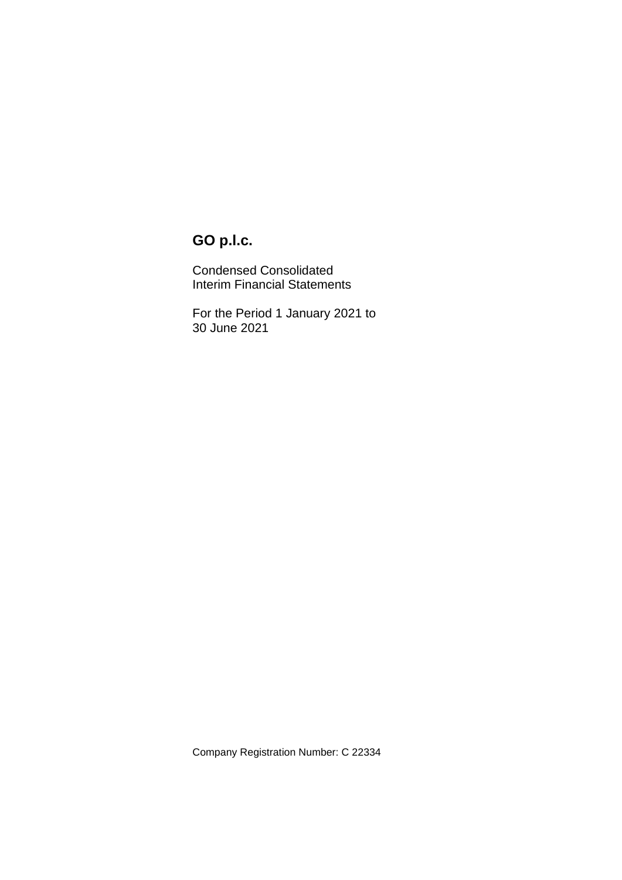# GO p.l.c.

Condensed Consolidated
Interim Financial Statements

For the Period 1 January 2021 to
30 June 2021

Company Registration Number: C 22334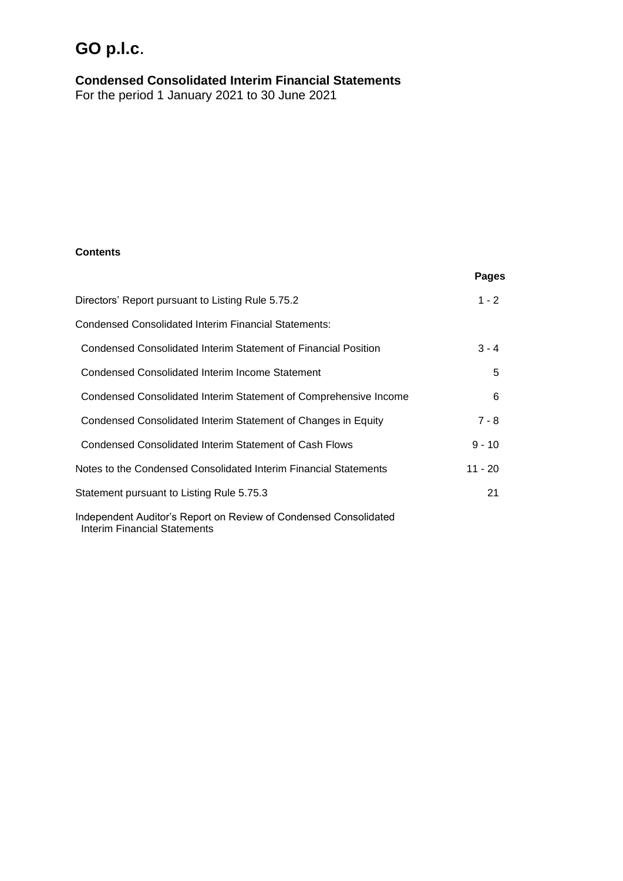# GO p.l.c.

## Condensed Consolidated Interim Financial Statements

For the period 1 January 2021 to 30 June 2021

**Contents**

| | Pages |
|---|---|
| Directors' Report pursuant to Listing Rule 5.75.2 | 1 - 2 |
| Condensed Consolidated Interim Financial Statements: | |
| Condensed Consolidated Interim Statement of Financial Position | 3 - 4 |
| Condensed Consolidated Interim Income Statement | 5 |
| Condensed Consolidated Interim Statement of Comprehensive Income | 6 |
| Condensed Consolidated Interim Statement of Changes in Equity | 7 - 8 |
| Condensed Consolidated Interim Statement of Cash Flows | 9 - 10 |
| Notes to the Condensed Consolidated Interim Financial Statements | 11 - 20 |
| Statement pursuant to Listing Rule 5.75.3 | 21 |
| Independent Auditor's Report on Review of Condensed Consolidated Interim Financial Statements | |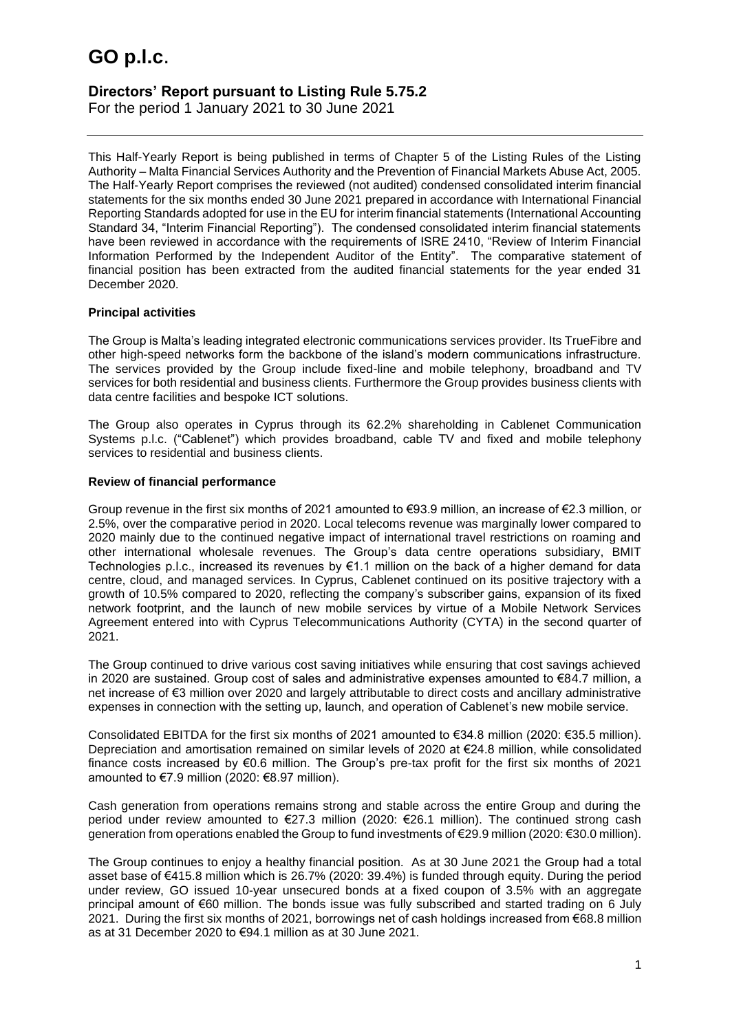# GO p.l.c.

## Directors' Report pursuant to Listing Rule 5.75.2

For the period 1 January 2021 to 30 June 2021

This Half-Yearly Report is being published in terms of Chapter 5 of the Listing Rules of the Listing Authority – Malta Financial Services Authority and the Prevention of Financial Markets Abuse Act, 2005. The Half-Yearly Report comprises the reviewed (not audited) condensed consolidated interim financial statements for the six months ended 30 June 2021 prepared in accordance with International Financial Reporting Standards adopted for use in the EU for interim financial statements (International Accounting Standard 34, "Interim Financial Reporting"). The condensed consolidated interim financial statements have been reviewed in accordance with the requirements of ISRE 2410, "Review of Interim Financial Information Performed by the Independent Auditor of the Entity". The comparative statement of financial position has been extracted from the audited financial statements for the year ended 31 December 2020.

**Principal activities**

The Group is Malta's leading integrated electronic communications services provider. Its TrueFibre and other high-speed networks form the backbone of the island's modern communications infrastructure. The services provided by the Group include fixed-line and mobile telephony, broadband and TV services for both residential and business clients. Furthermore the Group provides business clients with data centre facilities and bespoke ICT solutions.

The Group also operates in Cyprus through its 62.2% shareholding in Cablenet Communication Systems p.l.c. ("Cablenet") which provides broadband, cable TV and fixed and mobile telephony services to residential and business clients.

**Review of financial performance**

Group revenue in the first six months of 2021 amounted to €93.9 million, an increase of €2.3 million, or 2.5%, over the comparative period in 2020. Local telecoms revenue was marginally lower compared to 2020 mainly due to the continued negative impact of international travel restrictions on roaming and other international wholesale revenues. The Group's data centre operations subsidiary, BMIT Technologies p.l.c., increased its revenues by €1.1 million on the back of a higher demand for data centre, cloud, and managed services. In Cyprus, Cablenet continued on its positive trajectory with a growth of 10.5% compared to 2020, reflecting the company's subscriber gains, expansion of its fixed network footprint, and the launch of new mobile services by virtue of a Mobile Network Services Agreement entered into with Cyprus Telecommunications Authority (CYTA) in the second quarter of 2021.

The Group continued to drive various cost saving initiatives while ensuring that cost savings achieved in 2020 are sustained. Group cost of sales and administrative expenses amounted to €84.7 million, a net increase of €3 million over 2020 and largely attributable to direct costs and ancillary administrative expenses in connection with the setting up, launch, and operation of Cablenet's new mobile service.

Consolidated EBITDA for the first six months of 2021 amounted to €34.8 million (2020: €35.5 million). Depreciation and amortisation remained on similar levels of 2020 at €24.8 million, while consolidated finance costs increased by €0.6 million. The Group's pre-tax profit for the first six months of 2021 amounted to €7.9 million (2020: €8.97 million).

Cash generation from operations remains strong and stable across the entire Group and during the period under review amounted to €27.3 million (2020: €26.1 million). The continued strong cash generation from operations enabled the Group to fund investments of €29.9 million (2020: €30.0 million).

The Group continues to enjoy a healthy financial position. As at 30 June 2021 the Group had a total asset base of €415.8 million which is 26.7% (2020: 39.4%) is funded through equity. During the period under review, GO issued 10-year unsecured bonds at a fixed coupon of 3.5% with an aggregate principal amount of €60 million. The bonds issue was fully subscribed and started trading on 6 July 2021. During the first six months of 2021, borrowings net of cash holdings increased from €68.8 million as at 31 December 2020 to €94.1 million as at 30 June 2021.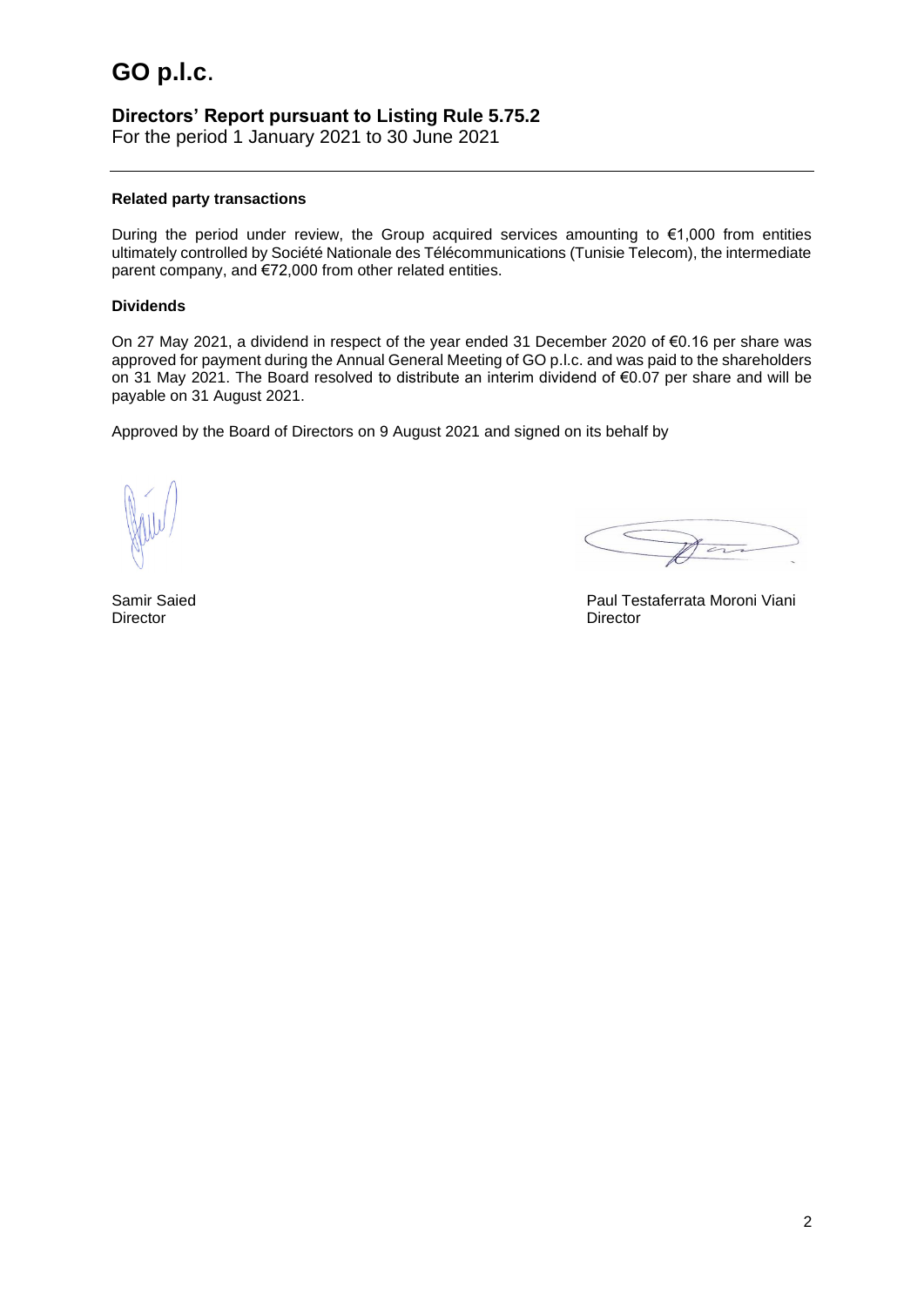# GO p.l.c.

## Directors' Report pursuant to Listing Rule 5.75.2

For the period 1 January 2021 to 30 June 2021

**Related party transactions**

During the period under review, the Group acquired services amounting to €1,000 from entities ultimately controlled by Société Nationale des Télécommunications (Tunisie Telecom), the intermediate parent company, and €72,000 from other related entities.

**Dividends**

On 27 May 2021, a dividend in respect of the year ended 31 December 2020 of €0.16 per share was approved for payment during the Annual General Meeting of GO p.l.c. and was paid to the shareholders on 31 May 2021. The Board resolved to distribute an interim dividend of €0.07 per share and will be payable on 31 August 2021.

Approved by the Board of Directors on 9 August 2021 and signed on its behalf by

Samir Saied
Director

Paul Testaferrata Moroni Viani
Director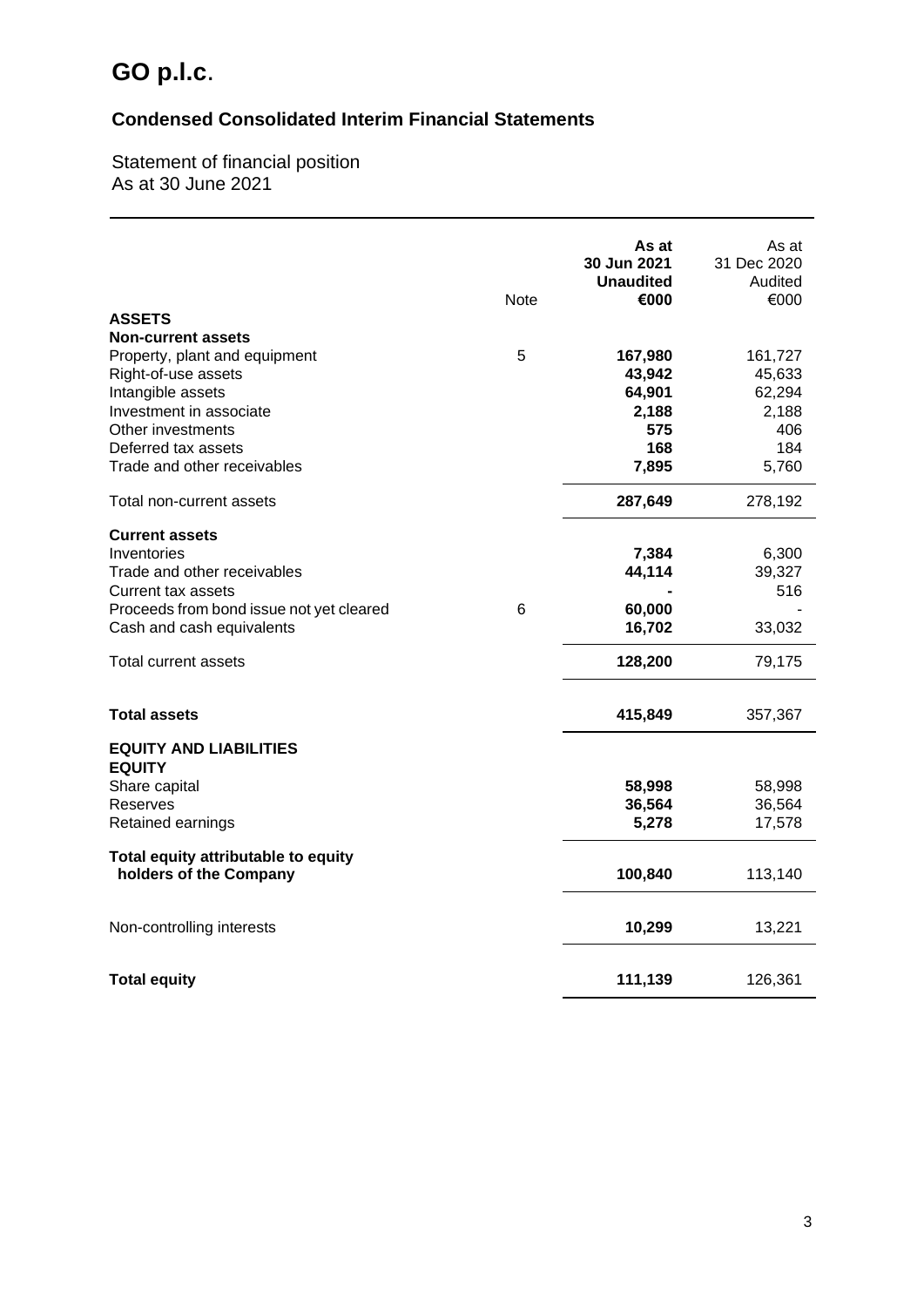# GO p.l.c.

## Condensed Consolidated Interim Financial Statements

Statement of financial position
As at 30 June 2021

| | Note | **As at 30 Jun 2021 Unaudited €000** | As at 31 Dec 2020 Audited €000 |
|---|---|---|---|
| **ASSETS** | | | |
| **Non-current assets** | | | |
| Property, plant and equipment | 5 | **167,980** | 161,727 |
| Right-of-use assets | | **43,942** | 45,633 |
| Intangible assets | | **64,901** | 62,294 |
| Investment in associate | | **2,188** | 2,188 |
| Other investments | | **575** | 406 |
| Deferred tax assets | | **168** | 184 |
| Trade and other receivables | | **7,895** | 5,760 |
| Total non-current assets | | **287,649** | 278,192 |
| **Current assets** | | | |
| Inventories | | **7,384** | 6,300 |
| Trade and other receivables | | **44,114** | 39,327 |
| Current tax assets | | **-** | 516 |
| Proceeds from bond issue not yet cleared | 6 | **60,000** | - |
| Cash and cash equivalents | | **16,702** | 33,032 |
| Total current assets | | **128,200** | 79,175 |
| **Total assets** | | **415,849** | 357,367 |
| **EQUITY AND LIABILITIES** | | | |
| **EQUITY** | | | |
| Share capital | | **58,998** | 58,998 |
| Reserves | | **36,564** | 36,564 |
| Retained earnings | | **5,278** | 17,578 |
| **Total equity attributable to equity holders of the Company** | | **100,840** | 113,140 |
| Non-controlling interests | | **10,299** | 13,221 |
| **Total equity** | | **111,139** | 126,361 |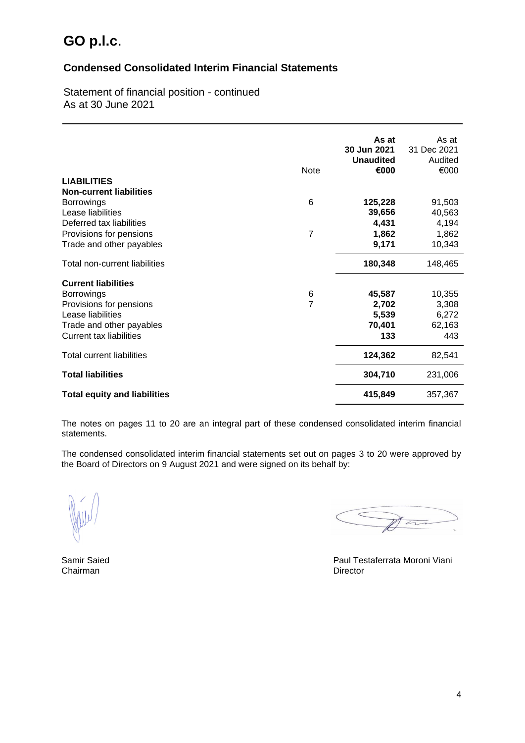# GO p.l.c.

## Condensed Consolidated Interim Financial Statements

Statement of financial position - continued
As at 30 June 2021

| | Note | **As at 30 Jun 2021 Unaudited €000** | As at 31 Dec 2021 Audited €000 |
|---|---|---|---|
| **LIABILITIES** | | | |
| **Non-current liabilities** | | | |
| Borrowings | 6 | **125,228** | 91,503 |
| Lease liabilities | | **39,656** | 40,563 |
| Deferred tax liabilities | | **4,431** | 4,194 |
| Provisions for pensions | 7 | **1,862** | 1,862 |
| Trade and other payables | | **9,171** | 10,343 |
| Total non-current liabilities | | **180,348** | 148,465 |
| **Current liabilities** | | | |
| Borrowings | 6 | **45,587** | 10,355 |
| Provisions for pensions | 7 | **2,702** | 3,308 |
| Lease liabilities | | **5,539** | 6,272 |
| Trade and other payables | | **70,401** | 62,163 |
| Current tax liabilities | | **133** | 443 |
| Total current liabilities | | **124,362** | 82,541 |
| **Total liabilities** | | **304,710** | 231,006 |
| **Total equity and liabilities** | | **415,849** | 357,367 |

The notes on pages 11 to 20 are an integral part of these condensed consolidated interim financial statements.

The condensed consolidated interim financial statements set out on pages 3 to 20 were approved by the Board of Directors on 9 August 2021 and were signed on its behalf by:

Samir Saied
Chairman

Paul Testaferrata Moroni Viani
Director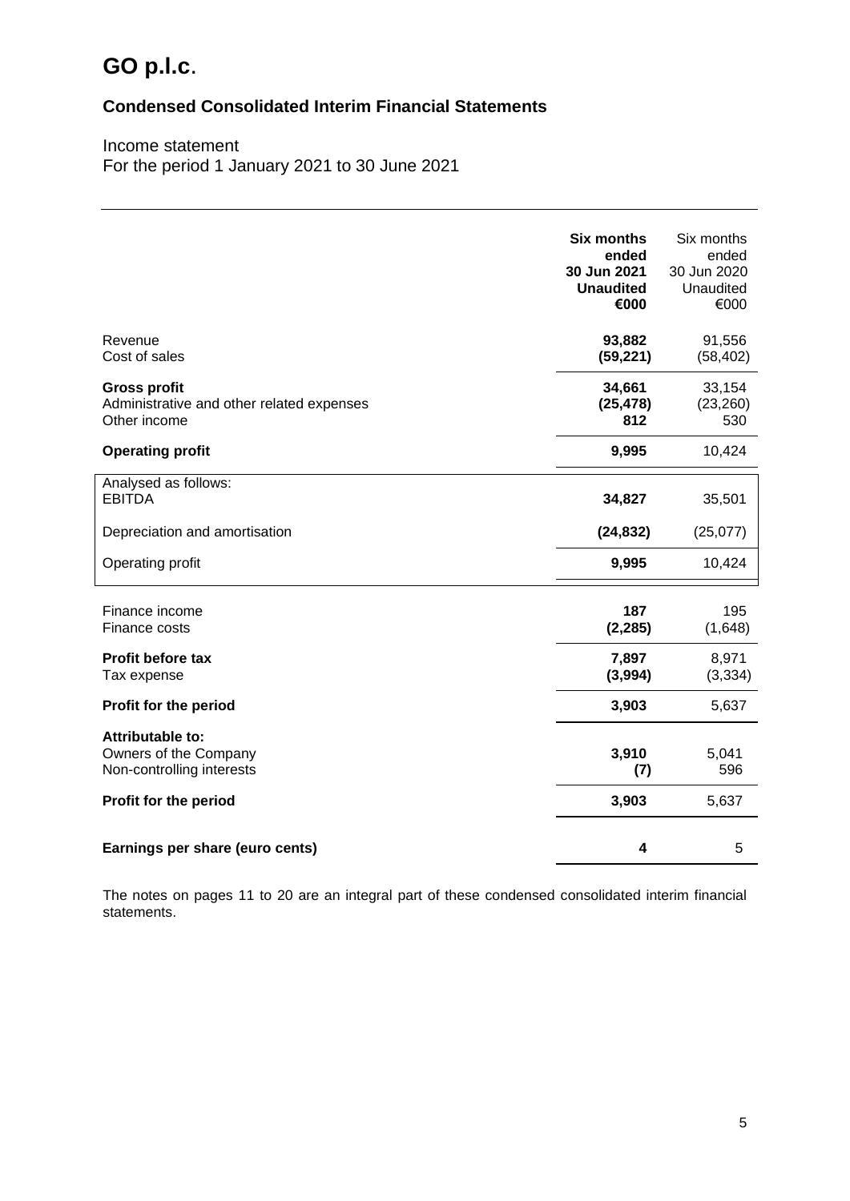# GO p.l.c.

## Condensed Consolidated Interim Financial Statements

Income statement
For the period 1 January 2021 to 30 June 2021

| | **Six months ended 30 Jun 2021 Unaudited €000** | Six months ended 30 Jun 2020 Unaudited €000 |
|---|---|---|
| Revenue | **93,882** | 91,556 |
| Cost of sales | **(59,221)** | (58,402) |
| **Gross profit** | **34,661** | 33,154 |
| Administrative and other related expenses | **(25,478)** | (23,260) |
| Other income | **812** | 530 |
| **Operating profit** | **9,995** | 10,424 |
| Analysed as follows: | | |
| EBITDA | **34,827** | 35,501 |
| Depreciation and amortisation | **(24,832)** | (25,077) |
| Operating profit | **9,995** | 10,424 |
| Finance income | **187** | 195 |
| Finance costs | **(2,285)** | (1,648) |
| **Profit before tax** | **7,897** | 8,971 |
| Tax expense | **(3,994)** | (3,334) |
| **Profit for the period** | **3,903** | 5,637 |
| **Attributable to:** | | |
| Owners of the Company | **3,910** | 5,041 |
| Non-controlling interests | **(7)** | 596 |
| **Profit for the period** | **3,903** | 5,637 |
| **Earnings per share (euro cents)** | **4** | 5 |

The notes on pages 11 to 20 are an integral part of these condensed consolidated interim financial statements.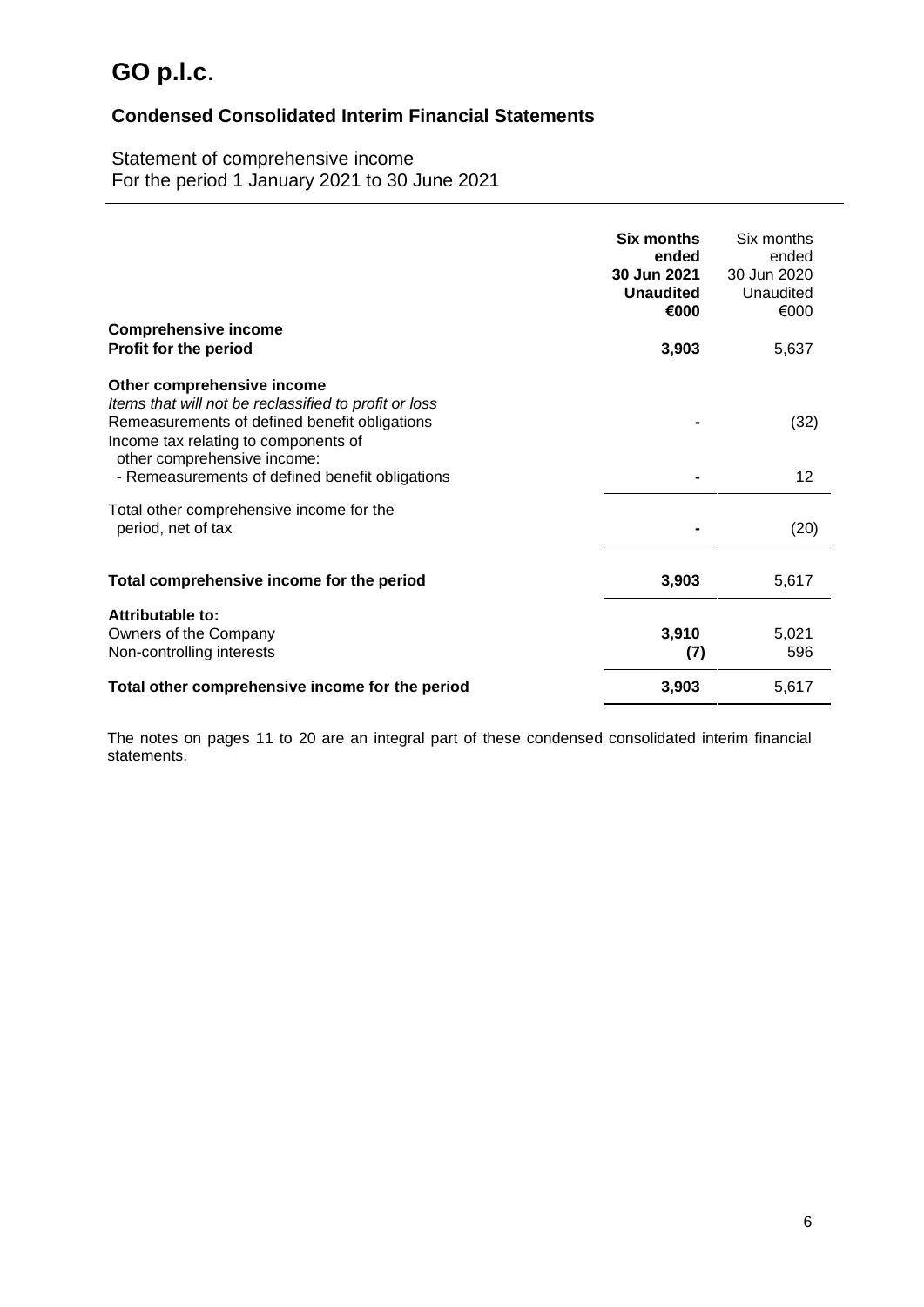# GO p.l.c.

## Condensed Consolidated Interim Financial Statements

Statement of comprehensive income
For the period 1 January 2021 to 30 June 2021

| | **Six months ended 30 Jun 2021 Unaudited €000** | Six months ended 30 Jun 2020 Unaudited €000 |
|---|---|---|
| **Comprehensive income** | | |
| **Profit for the period** | **3,903** | 5,637 |
| **Other comprehensive income** | | |
| *Items that will not be reclassified to profit or loss* | | |
| Remeasurements of defined benefit obligations | **-** | (32) |
| Income tax relating to components of other comprehensive income: | | |
| - Remeasurements of defined benefit obligations | **-** | 12 |
| Total other comprehensive income for the period, net of tax | **-** | (20) |
| **Total comprehensive income for the period** | **3,903** | 5,617 |
| **Attributable to:** | | |
| Owners of the Company | **3,910** | 5,021 |
| Non-controlling interests | **(7)** | 596 |
| **Total other comprehensive income for the period** | **3,903** | 5,617 |

The notes on pages 11 to 20 are an integral part of these condensed consolidated interim financial statements.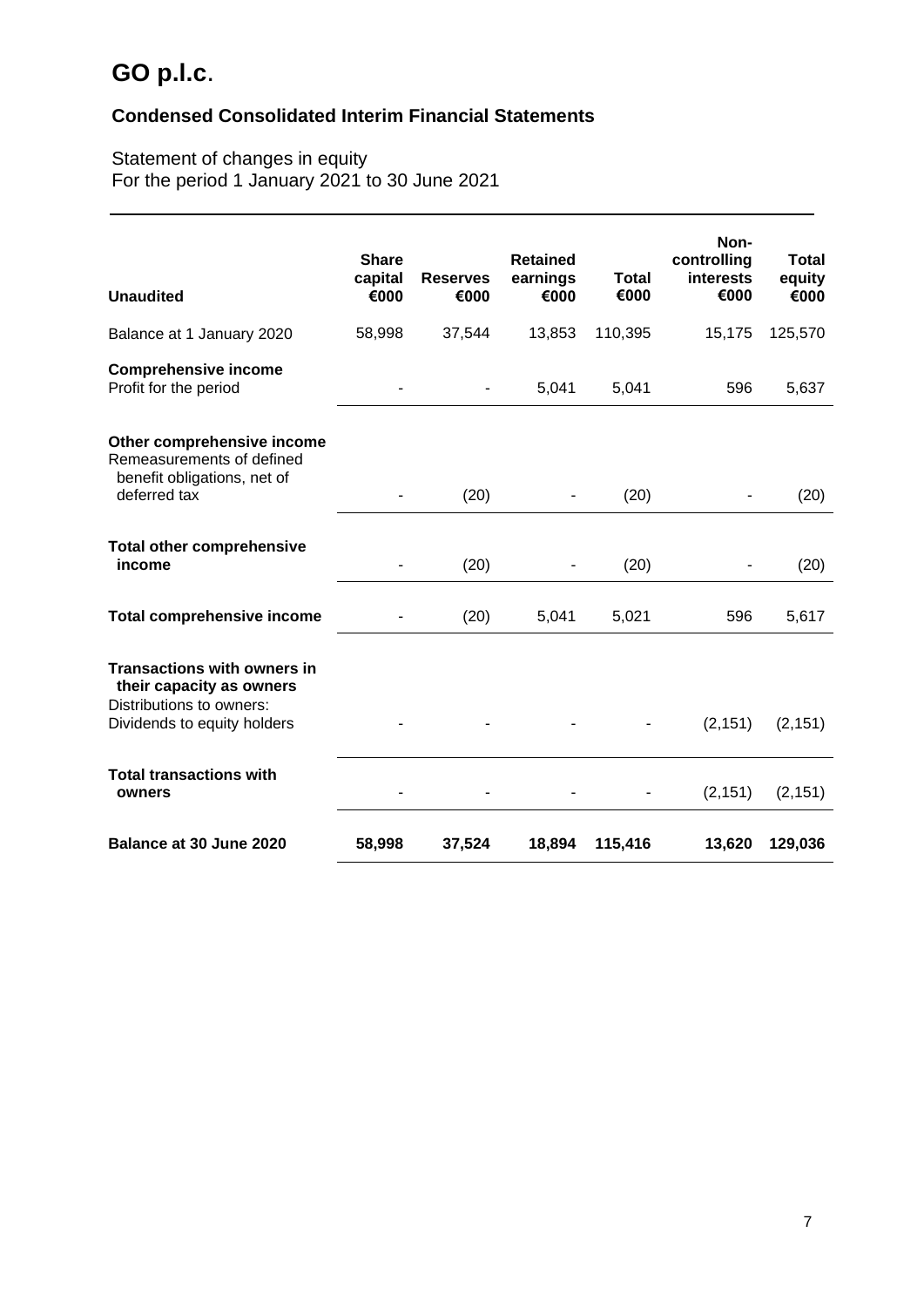# GO p.l.c.

## Condensed Consolidated Interim Financial Statements

Statement of changes in equity
For the period 1 January 2021 to 30 June 2021

| Unaudited | Share capital €000 | Reserves €000 | Retained earnings €000 | Total €000 | Non-controlling interests €000 | Total equity €000 |
|---|---|---|---|---|---|---|
| Balance at 1 January 2020 | 58,998 | 37,544 | 13,853 | 110,395 | 15,175 | 125,570 |
| **Comprehensive income** | | | | | | |
| Profit for the period | - | - | 5,041 | 5,041 | 596 | 5,637 |
| **Other comprehensive income** | | | | | | |
| Remeasurements of defined benefit obligations, net of deferred tax | - | (20) | - | (20) | - | (20) |
| **Total other comprehensive income** | - | (20) | - | (20) | - | (20) |
| **Total comprehensive income** | - | (20) | 5,041 | 5,021 | 596 | 5,617 |
| **Transactions with owners in their capacity as owners** | | | | | | |
| Distributions to owners: | | | | | | |
| Dividends to equity holders | - | - | - | - | (2,151) | (2,151) |
| **Total transactions with owners** | - | - | - | - | (2,151) | (2,151) |
| **Balance at 30 June 2020** | **58,998** | **37,524** | **18,894** | **115,416** | **13,620** | **129,036** |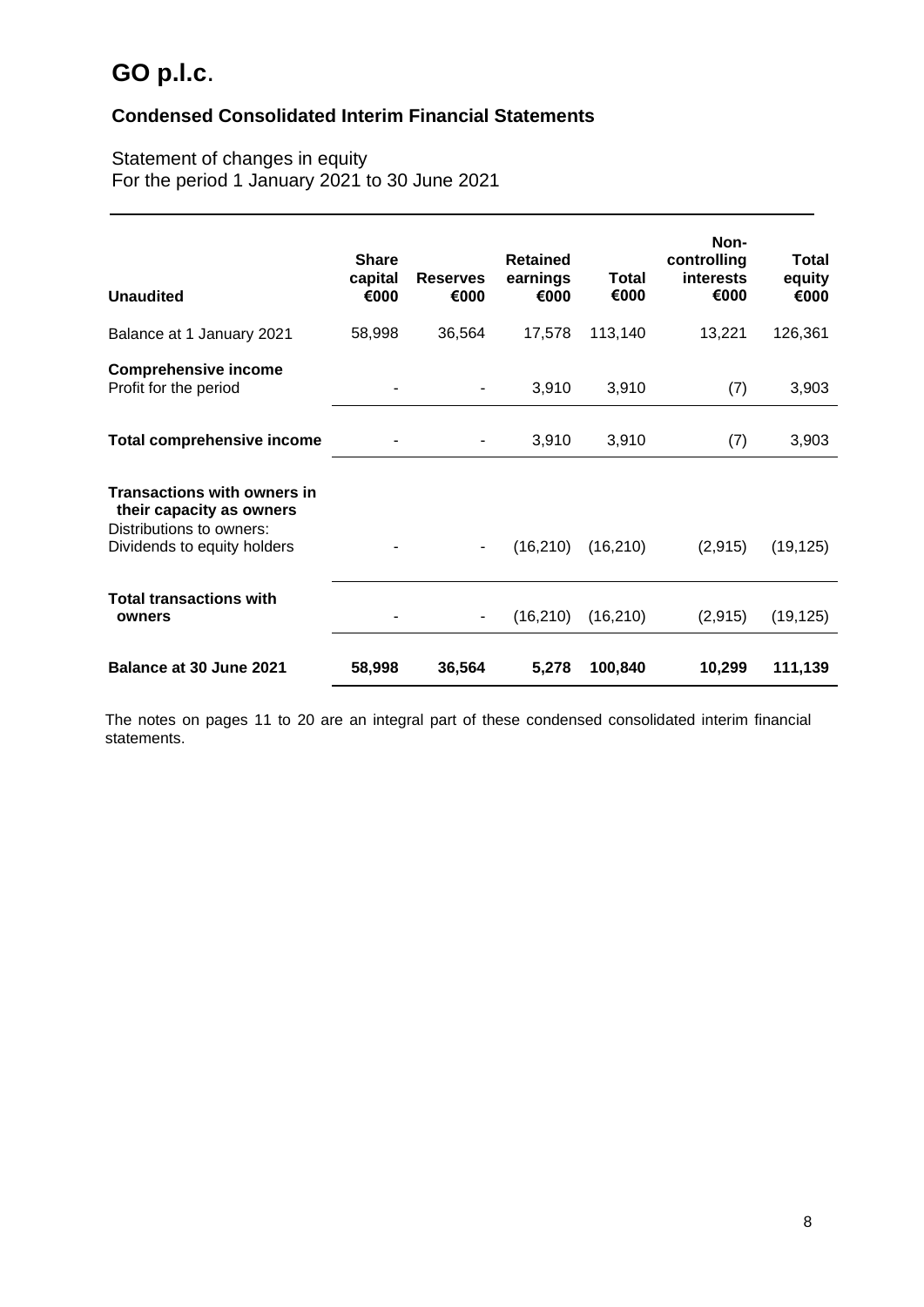# GO p.l.c.

## Condensed Consolidated Interim Financial Statements

Statement of changes in equity
For the period 1 January 2021 to 30 June 2021

| Unaudited | Share capital €000 | Reserves €000 | Retained earnings €000 | Total €000 | Non-controlling interests €000 | Total equity €000 |
|---|---|---|---|---|---|---|
| Balance at 1 January 2021 | 58,998 | 36,564 | 17,578 | 113,140 | 13,221 | 126,361 |
| **Comprehensive income** | | | | | | |
| Profit for the period | - | - | 3,910 | 3,910 | (7) | 3,903 |
| **Total comprehensive income** | - | - | 3,910 | 3,910 | (7) | 3,903 |
| **Transactions with owners in their capacity as owners** | | | | | | |
| Distributions to owners: | | | | | | |
| Dividends to equity holders | - | - | (16,210) | (16,210) | (2,915) | (19,125) |
| **Total transactions with owners** | - | - | (16,210) | (16,210) | (2,915) | (19,125) |
| **Balance at 30 June 2021** | **58,998** | **36,564** | **5,278** | **100,840** | **10,299** | **111,139** |

The notes on pages 11 to 20 are an integral part of these condensed consolidated interim financial statements.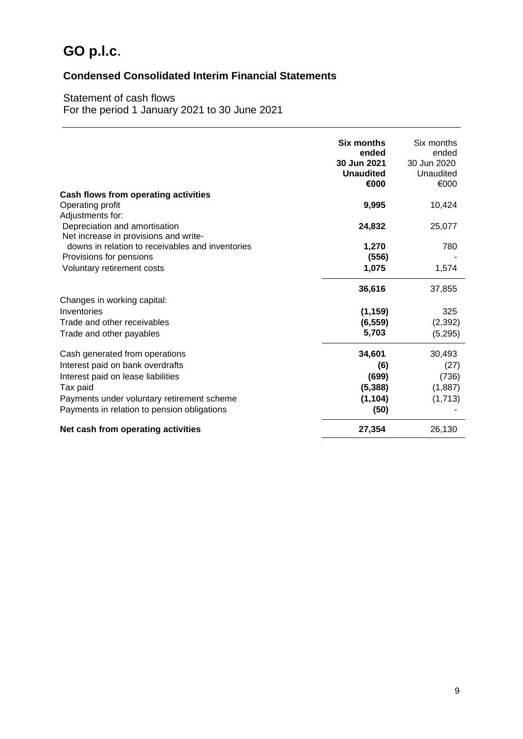# GO p.l.c.

## Condensed Consolidated Interim Financial Statements

Statement of cash flows
For the period 1 January 2021 to 30 June 2021

| | **Six months ended 30 Jun 2021 Unaudited €000** | Six months ended 30 Jun 2020 Unaudited €000 |
|---|---|---|
| **Cash flows from operating activities** | | |
| Operating profit | **9,995** | 10,424 |
| Adjustments for: | | |
| Depreciation and amortisation | **24,832** | 25,077 |
| Net increase in provisions and write-downs in relation to receivables and inventories | **1,270** | 780 |
| Provisions for pensions | **(556)** | - |
| Voluntary retirement costs | **1,075** | 1,574 |
| | **36,616** | 37,855 |
| Changes in working capital: | | |
| Inventories | **(1,159)** | 325 |
| Trade and other receivables | **(6,559)** | (2,392) |
| Trade and other payables | **5,703** | (5,295) |
| Cash generated from operations | **34,601** | 30,493 |
| Interest paid on bank overdrafts | **(6)** | (27) |
| Interest paid on lease liabilities | **(699)** | (736) |
| Tax paid | **(5,388)** | (1,887) |
| Payments under voluntary retirement scheme | **(1,104)** | (1,713) |
| Payments in relation to pension obligations | **(50)** | - |
| **Net cash from operating activities** | **27,354** | 26,130 |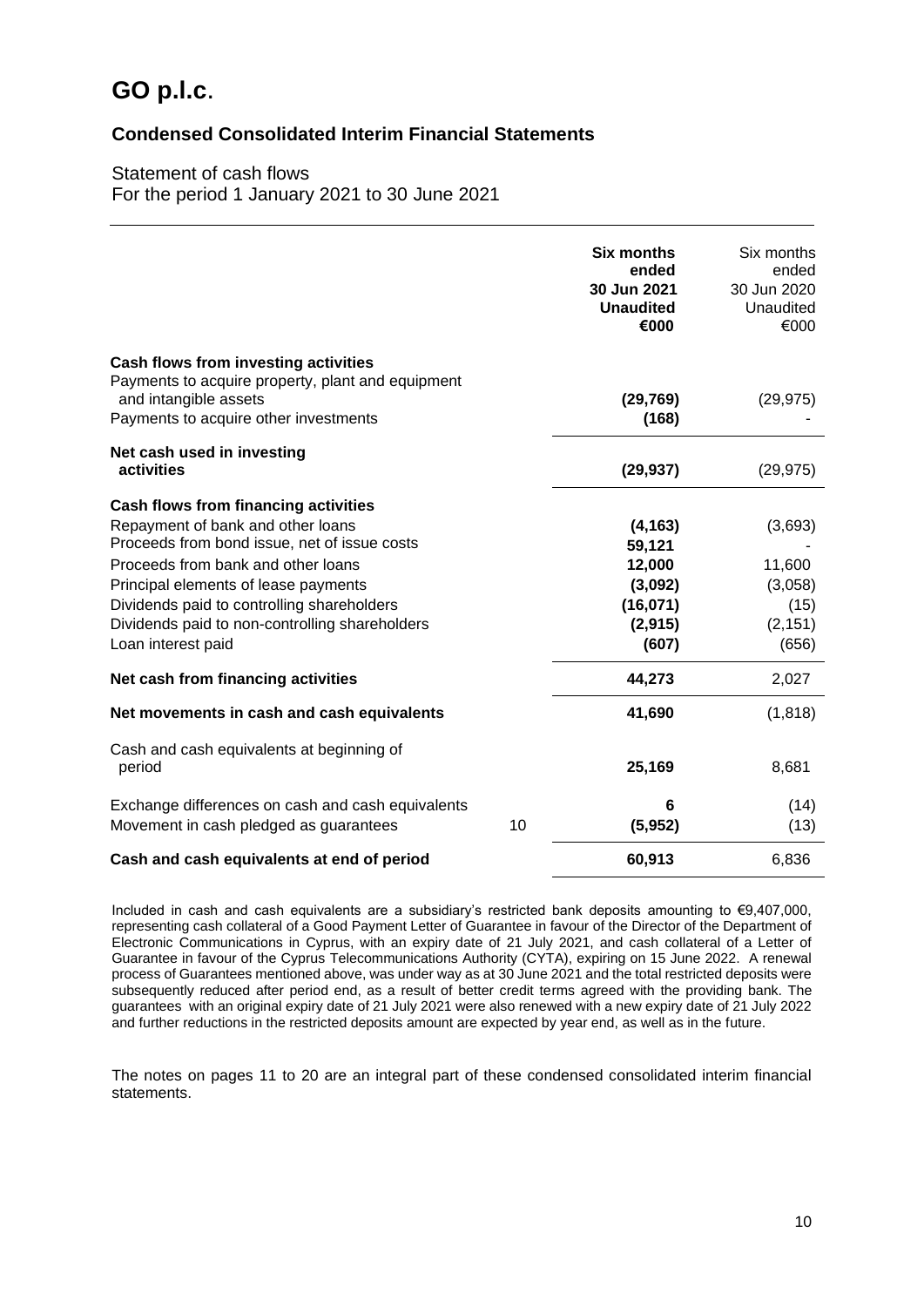# GO p.l.c.

## Condensed Consolidated Interim Financial Statements

Statement of cash flows
For the period 1 January 2021 to 30 June 2021

| | | **Six months ended 30 Jun 2021 Unaudited €000** | Six months ended 30 Jun 2020 Unaudited €000 |
|---|---|---|---|
| **Cash flows from investing activities** | | | |
| Payments to acquire property, plant and equipment and intangible assets | | **(29,769)** | (29,975) |
| Payments to acquire other investments | | **(168)** | - |
| **Net cash used in investing activities** | | **(29,937)** | (29,975) |
| **Cash flows from financing activities** | | | |
| Repayment of bank and other loans | | **(4,163)** | (3,693) |
| Proceeds from bond issue, net of issue costs | | **59,121** | - |
| Proceeds from bank and other loans | | **12,000** | 11,600 |
| Principal elements of lease payments | | **(3,092)** | (3,058) |
| Dividends paid to controlling shareholders | | **(16,071)** | (15) |
| Dividends paid to non-controlling shareholders | | **(2,915)** | (2,151) |
| Loan interest paid | | **(607)** | (656) |
| **Net cash from financing activities** | | **44,273** | 2,027 |
| **Net movements in cash and cash equivalents** | | **41,690** | (1,818) |
| Cash and cash equivalents at beginning of period | | **25,169** | 8,681 |
| Exchange differences on cash and cash equivalents | | **6** | (14) |
| Movement in cash pledged as guarantees | 10 | **(5,952)** | (13) |
| **Cash and cash equivalents at end of period** | | **60,913** | 6,836 |

Included in cash and cash equivalents are a subsidiary's restricted bank deposits amounting to €9,407,000, representing cash collateral of a Good Payment Letter of Guarantee in favour of the Director of the Department of Electronic Communications in Cyprus, with an expiry date of 21 July 2021, and cash collateral of a Letter of Guarantee in favour of the Cyprus Telecommunications Authority (CYTA), expiring on 15 June 2022. A renewal process of Guarantees mentioned above, was under way as at 30 June 2021 and the total restricted deposits were subsequently reduced after period end, as a result of better credit terms agreed with the providing bank. The guarantees with an original expiry date of 21 July 2021 were also renewed with a new expiry date of 21 July 2022 and further reductions in the restricted deposits amount are expected by year end, as well as in the future.

The notes on pages 11 to 20 are an integral part of these condensed consolidated interim financial statements.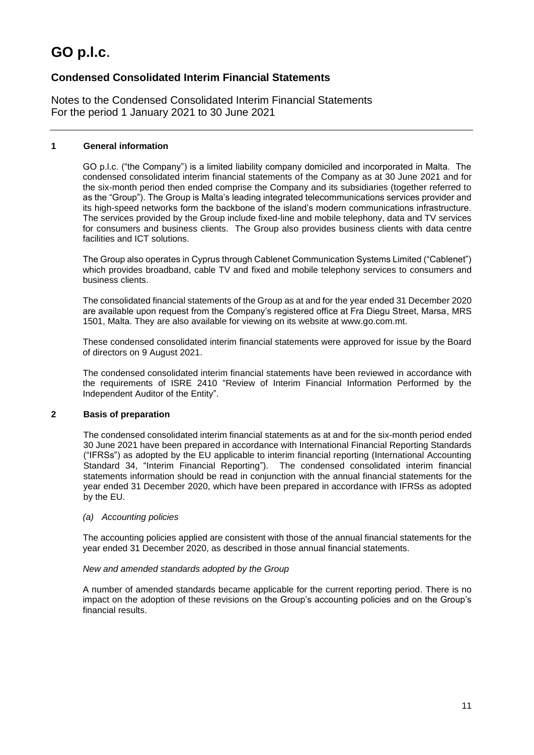# GO p.l.c.

## Condensed Consolidated Interim Financial Statements

Notes to the Condensed Consolidated Interim Financial Statements
For the period 1 January 2021 to 30 June 2021

### 1 General information

GO p.l.c. ("the Company") is a limited liability company domiciled and incorporated in Malta. The condensed consolidated interim financial statements of the Company as at 30 June 2021 and for the six-month period then ended comprise the Company and its subsidiaries (together referred to as the "Group"). The Group is Malta's leading integrated telecommunications services provider and its high-speed networks form the backbone of the island's modern communications infrastructure. The services provided by the Group include fixed-line and mobile telephony, data and TV services for consumers and business clients. The Group also provides business clients with data centre facilities and ICT solutions.

The Group also operates in Cyprus through Cablenet Communication Systems Limited ("Cablenet") which provides broadband, cable TV and fixed and mobile telephony services to consumers and business clients.

The consolidated financial statements of the Group as at and for the year ended 31 December 2020 are available upon request from the Company's registered office at Fra Diegu Street, Marsa, MRS 1501, Malta. They are also available for viewing on its website at www.go.com.mt.

These condensed consolidated interim financial statements were approved for issue by the Board of directors on 9 August 2021.

The condensed consolidated interim financial statements have been reviewed in accordance with the requirements of ISRE 2410 "Review of Interim Financial Information Performed by the Independent Auditor of the Entity".

### 2 Basis of preparation

The condensed consolidated interim financial statements as at and for the six-month period ended 30 June 2021 have been prepared in accordance with International Financial Reporting Standards ("IFRSs") as adopted by the EU applicable to interim financial reporting (International Accounting Standard 34, "Interim Financial Reporting"). The condensed consolidated interim financial statements information should be read in conjunction with the annual financial statements for the year ended 31 December 2020, which have been prepared in accordance with IFRSs as adopted by the EU.

*(a) Accounting policies*

The accounting policies applied are consistent with those of the annual financial statements for the year ended 31 December 2020, as described in those annual financial statements.

*New and amended standards adopted by the Group*

A number of amended standards became applicable for the current reporting period. There is no impact on the adoption of these revisions on the Group's accounting policies and on the Group's financial results.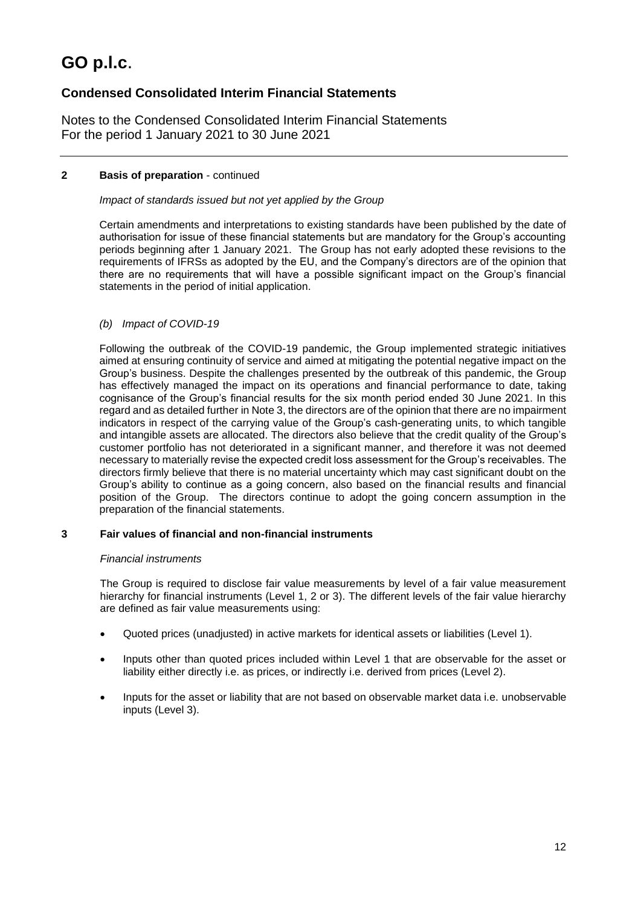# GO p.l.c.

## Condensed Consolidated Interim Financial Statements

Notes to the Condensed Consolidated Interim Financial Statements
For the period 1 January 2021 to 30 June 2021

---

**2 Basis of preparation** - continued

*Impact of standards issued but not yet applied by the Group*

Certain amendments and interpretations to existing standards have been published by the date of authorisation for issue of these financial statements but are mandatory for the Group's accounting periods beginning after 1 January 2021. The Group has not early adopted these revisions to the requirements of IFRSs as adopted by the EU, and the Company's directors are of the opinion that there are no requirements that will have a possible significant impact on the Group's financial statements in the period of initial application.

*(b) Impact of COVID-19*

Following the outbreak of the COVID-19 pandemic, the Group implemented strategic initiatives aimed at ensuring continuity of service and aimed at mitigating the potential negative impact on the Group's business. Despite the challenges presented by the outbreak of this pandemic, the Group has effectively managed the impact on its operations and financial performance to date, taking cognisance of the Group's financial results for the six month period ended 30 June 2021. In this regard and as detailed further in Note 3, the directors are of the opinion that there are no impairment indicators in respect of the carrying value of the Group's cash-generating units, to which tangible and intangible assets are allocated. The directors also believe that the credit quality of the Group's customer portfolio has not deteriorated in a significant manner, and therefore it was not deemed necessary to materially revise the expected credit loss assessment for the Group's receivables. The directors firmly believe that there is no material uncertainty which may cast significant doubt on the Group's ability to continue as a going concern, also based on the financial results and financial position of the Group. The directors continue to adopt the going concern assumption in the preparation of the financial statements.

**3 Fair values of financial and non-financial instruments**

*Financial instruments*

The Group is required to disclose fair value measurements by level of a fair value measurement hierarchy for financial instruments (Level 1, 2 or 3). The different levels of the fair value hierarchy are defined as fair value measurements using:

- Quoted prices (unadjusted) in active markets for identical assets or liabilities (Level 1).
- Inputs other than quoted prices included within Level 1 that are observable for the asset or liability either directly i.e. as prices, or indirectly i.e. derived from prices (Level 2).
- Inputs for the asset or liability that are not based on observable market data i.e. unobservable inputs (Level 3).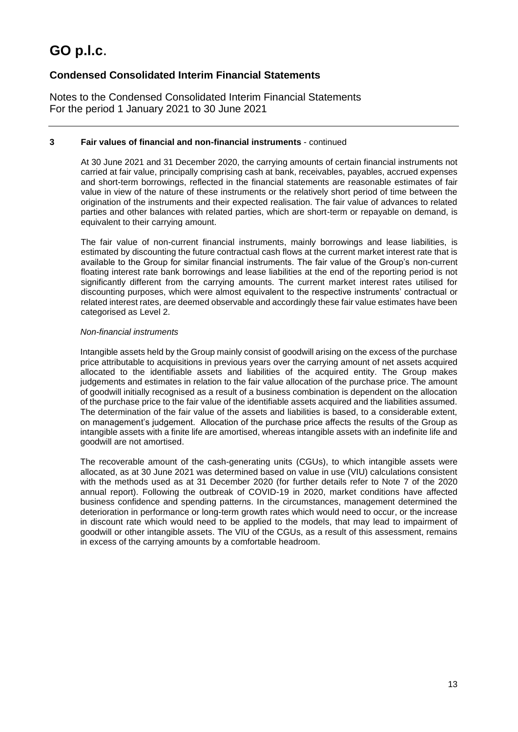### 3 Fair values of financial and non-financial instruments - continued

At 30 June 2021 and 31 December 2020, the carrying amounts of certain financial instruments not carried at fair value, principally comprising cash at bank, receivables, payables, accrued expenses and short-term borrowings, reflected in the financial statements are reasonable estimates of fair value in view of the nature of these instruments or the relatively short period of time between the origination of the instruments and their expected realisation. The fair value of advances to related parties and other balances with related parties, which are short-term or repayable on demand, is equivalent to their carrying amount.

The fair value of non-current financial instruments, mainly borrowings and lease liabilities, is estimated by discounting the future contractual cash flows at the current market interest rate that is available to the Group for similar financial instruments. The fair value of the Group's non-current floating interest rate bank borrowings and lease liabilities at the end of the reporting period is not significantly different from the carrying amounts. The current market interest rates utilised for discounting purposes, which were almost equivalent to the respective instruments' contractual or related interest rates, are deemed observable and accordingly these fair value estimates have been categorised as Level 2.

*Non-financial instruments*

Intangible assets held by the Group mainly consist of goodwill arising on the excess of the purchase price attributable to acquisitions in previous years over the carrying amount of net assets acquired allocated to the identifiable assets and liabilities of the acquired entity. The Group makes judgements and estimates in relation to the fair value allocation of the purchase price. The amount of goodwill initially recognised as a result of a business combination is dependent on the allocation of the purchase price to the fair value of the identifiable assets acquired and the liabilities assumed. The determination of the fair value of the assets and liabilities is based, to a considerable extent, on management's judgement. Allocation of the purchase price affects the results of the Group as intangible assets with a finite life are amortised, whereas intangible assets with an indefinite life and goodwill are not amortised.

The recoverable amount of the cash-generating units (CGUs), to which intangible assets were allocated, as at 30 June 2021 was determined based on value in use (VIU) calculations consistent with the methods used as at 31 December 2020 (for further details refer to Note 7 of the 2020 annual report). Following the outbreak of COVID-19 in 2020, market conditions have affected business confidence and spending patterns. In the circumstances, management determined the deterioration in performance or long-term growth rates which would need to occur, or the increase in discount rate which would need to be applied to the models, that may lead to impairment of goodwill or other intangible assets. The VIU of the CGUs, as a result of this assessment, remains in excess of the carrying amounts by a comfortable headroom.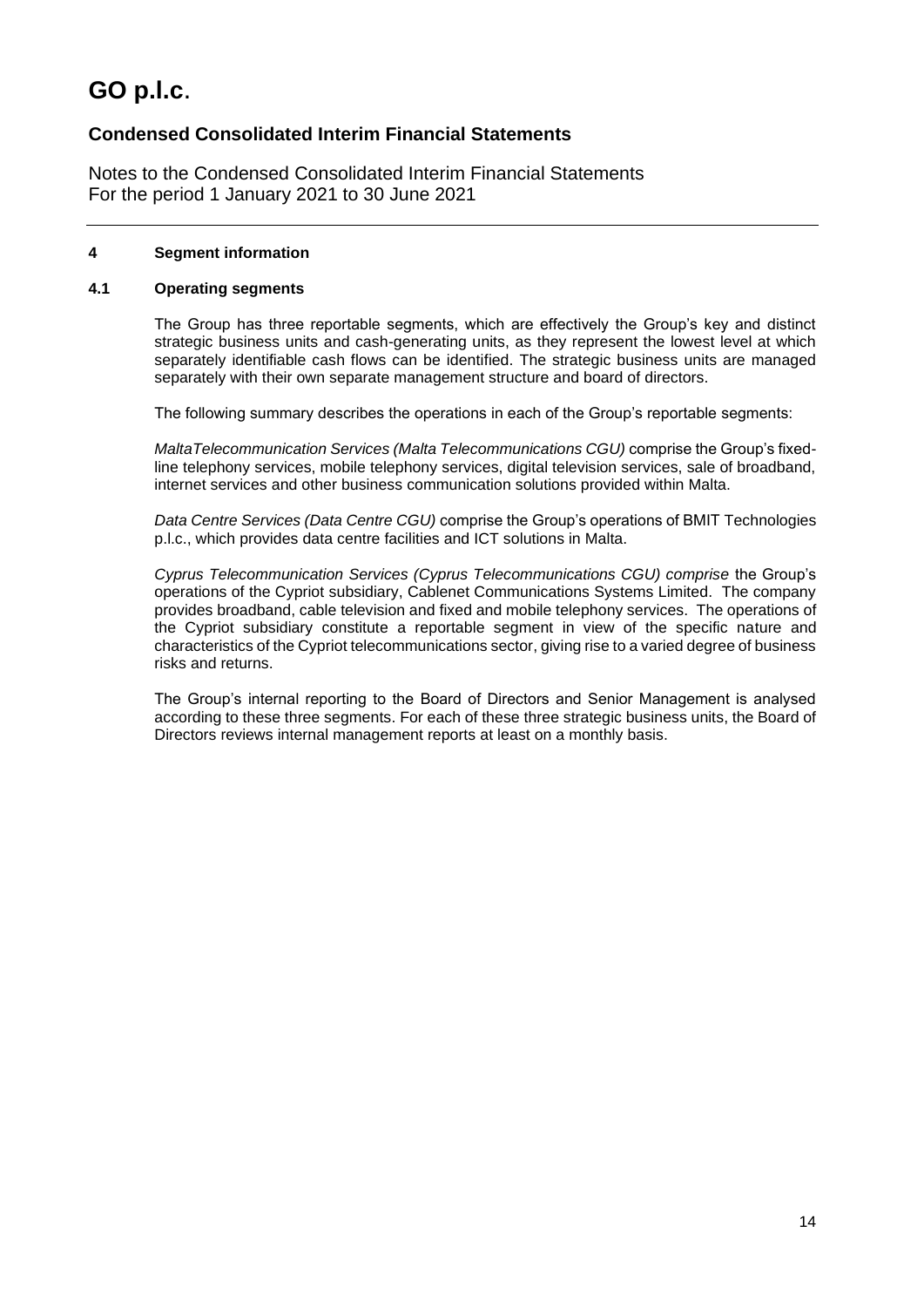# GO p.l.c.

## Condensed Consolidated Interim Financial Statements

Notes to the Condensed Consolidated Interim Financial Statements
For the period 1 January 2021 to 30 June 2021

### 4 Segment information

#### 4.1 Operating segments

The Group has three reportable segments, which are effectively the Group's key and distinct strategic business units and cash-generating units, as they represent the lowest level at which separately identifiable cash flows can be identified. The strategic business units are managed separately with their own separate management structure and board of directors.

The following summary describes the operations in each of the Group's reportable segments:

*MaltaTelecommunication Services (Malta Telecommunications CGU)* comprise the Group's fixed-line telephony services, mobile telephony services, digital television services, sale of broadband, internet services and other business communication solutions provided within Malta.

*Data Centre Services (Data Centre CGU)* comprise the Group's operations of BMIT Technologies p.l.c., which provides data centre facilities and ICT solutions in Malta.

*Cyprus Telecommunication Services (Cyprus Telecommunications CGU) comprise* the Group's operations of the Cypriot subsidiary, Cablenet Communications Systems Limited. The company provides broadband, cable television and fixed and mobile telephony services. The operations of the Cypriot subsidiary constitute a reportable segment in view of the specific nature and characteristics of the Cypriot telecommunications sector, giving rise to a varied degree of business risks and returns.

The Group's internal reporting to the Board of Directors and Senior Management is analysed according to these three segments. For each of these three strategic business units, the Board of Directors reviews internal management reports at least on a monthly basis.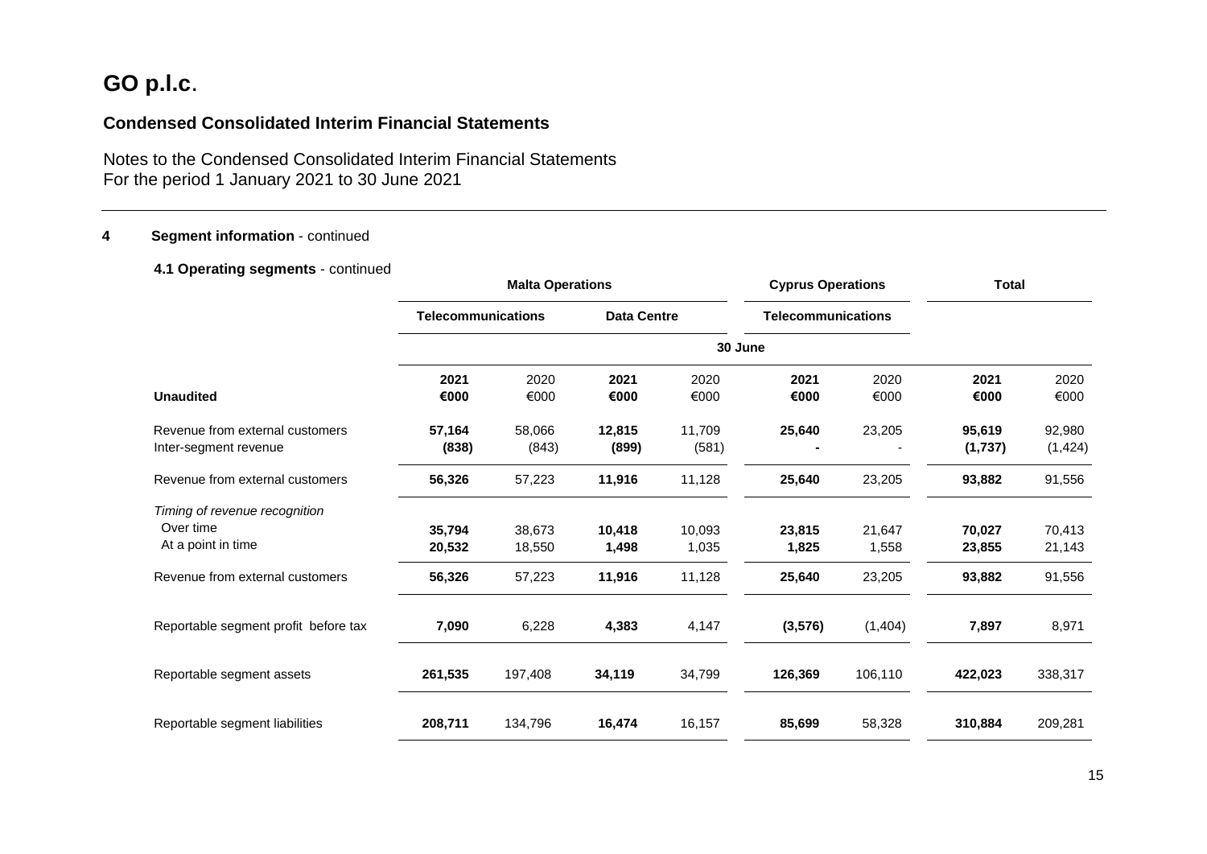# GO p.l.c.

## Condensed Consolidated Interim Financial Statements

Notes to the Condensed Consolidated Interim Financial Statements
For the period 1 January 2021 to 30 June 2021

**4 Segment information** - continued

**4.1 Operating segments** - continued

| | Malta Operations | | | | Cyprus Operations | | Total | |
|---|---|---|---|---|---|---|---|---|
| | Telecommunications | | Data Centre | | Telecommunications | | | |
| | 30 June | | | | | | | |
| | **2021** | 2020 | **2021** | 2020 | **2021** | 2020 | **2021** | 2020 |
| **Unaudited** | **€000** | €000 | **€000** | €000 | **€000** | €000 | **€000** | €000 |
| Revenue from external customers | **57,164** | 58,066 | **12,815** | 11,709 | **25,640** | 23,205 | **95,619** | 92,980 |
| Inter-segment revenue | **(838)** | (843) | **(899)** | (581) | **-** | - | **(1,737)** | (1,424) |
| Revenue from external customers | **56,326** | 57,223 | **11,916** | 11,128 | **25,640** | 23,205 | **93,882** | 91,556 |
| *Timing of revenue recognition* | | | | | | | | |
| Over time | **35,794** | 38,673 | **10,418** | 10,093 | **23,815** | 21,647 | **70,027** | 70,413 |
| At a point in time | **20,532** | 18,550 | **1,498** | 1,035 | **1,825** | 1,558 | **23,855** | 21,143 |
| Revenue from external customers | **56,326** | 57,223 | **11,916** | 11,128 | **25,640** | 23,205 | **93,882** | 91,556 |
| Reportable segment profit before tax | **7,090** | 6,228 | **4,383** | 4,147 | **(3,576)** | (1,404) | **7,897** | 8,971 |
| Reportable segment assets | **261,535** | 197,408 | **34,119** | 34,799 | **126,369** | 106,110 | **422,023** | 338,317 |
| Reportable segment liabilities | **208,711** | 134,796 | **16,474** | 16,157 | **85,699** | 58,328 | **310,884** | 209,281 |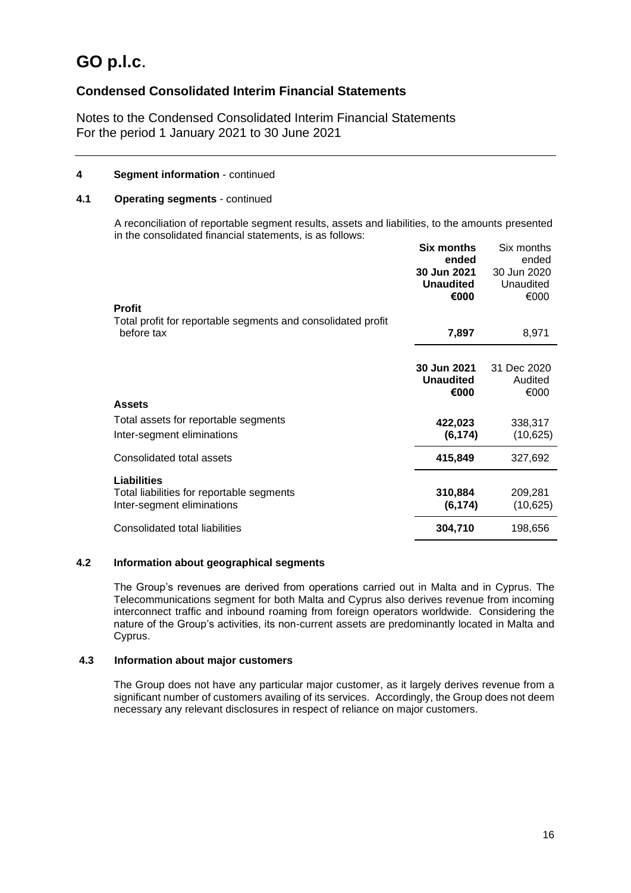# GO p.l.c.

## Condensed Consolidated Interim Financial Statements

Notes to the Condensed Consolidated Interim Financial Statements
For the period 1 January 2021 to 30 June 2021

---

**4 Segment information** - continued

**4.1 Operating segments** - continued

A reconciliation of reportable segment results, assets and liabilities, to the amounts presented in the consolidated financial statements, is as follows:

| | **Six months ended 30 Jun 2021 Unaudited €000** | Six months ended 30 Jun 2020 Unaudited €000 |
|---|---|---|
| **Profit** | | |
| Total profit for reportable segments and consolidated profit before tax | **7,897** | 8,971 |

| | **30 Jun 2021 Unaudited €000** | 31 Dec 2020 Audited €000 |
|---|---|---|
| **Assets** | | |
| Total assets for reportable segments | **422,023** | 338,317 |
| Inter-segment eliminations | **(6,174)** | (10,625) |
| Consolidated total assets | **415,849** | 327,692 |
| **Liabilities** | | |
| Total liabilities for reportable segments | **310,884** | 209,281 |
| Inter-segment eliminations | **(6,174)** | (10,625) |
| Consolidated total liabilities | **304,710** | 198,656 |

**4.2 Information about geographical segments**

The Group's revenues are derived from operations carried out in Malta and in Cyprus. The Telecommunications segment for both Malta and Cyprus also derives revenue from incoming interconnect traffic and inbound roaming from foreign operators worldwide. Considering the nature of the Group's activities, its non-current assets are predominantly located in Malta and Cyprus.

**4.3 Information about major customers**

The Group does not have any particular major customer, as it largely derives revenue from a significant number of customers availing of its services. Accordingly, the Group does not deem necessary any relevant disclosures in respect of reliance on major customers.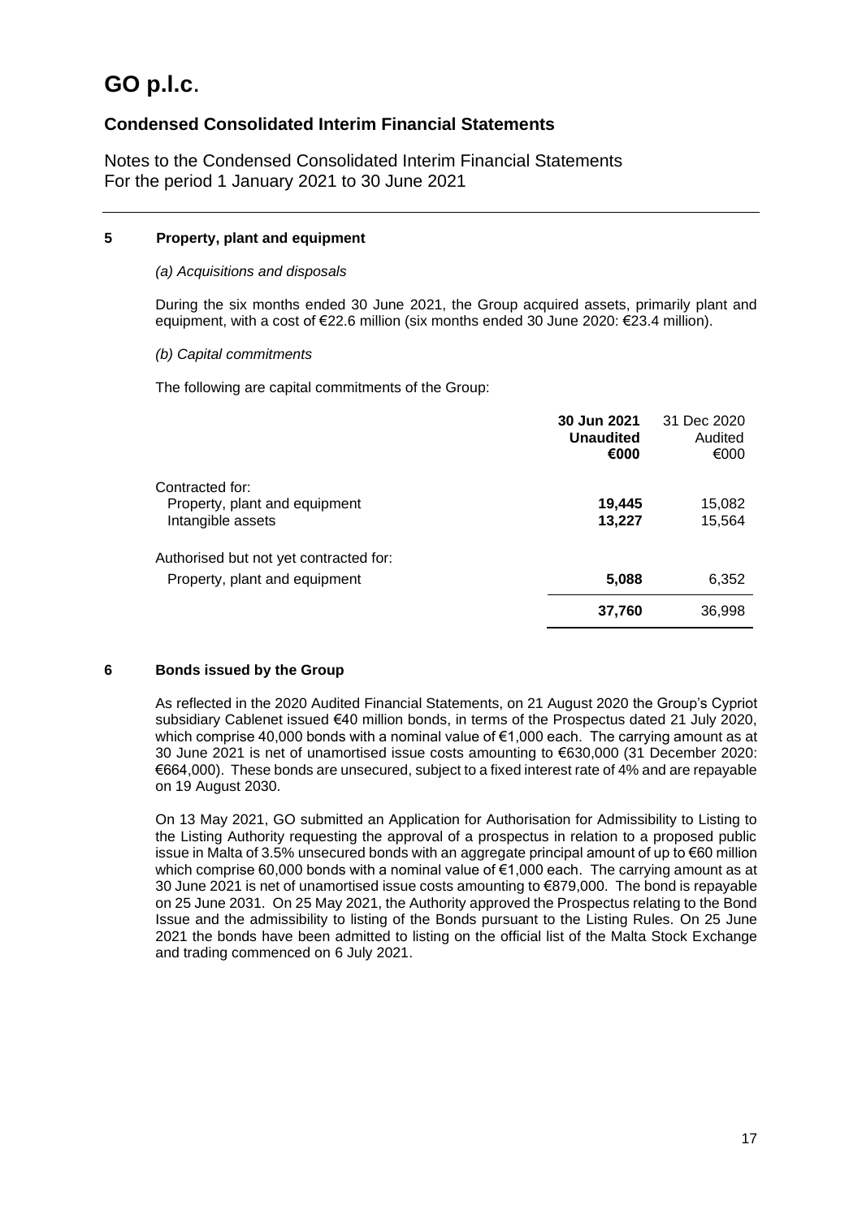# GO p.l.c.

## Condensed Consolidated Interim Financial Statements

Notes to the Condensed Consolidated Interim Financial Statements
For the period 1 January 2021 to 30 June 2021

### 5 Property, plant and equipment

*(a) Acquisitions and disposals*

During the six months ended 30 June 2021, the Group acquired assets, primarily plant and equipment, with a cost of €22.6 million (six months ended 30 June 2020: €23.4 million).

*(b) Capital commitments*

The following are capital commitments of the Group:

| | **30 Jun 2021 Unaudited €000** | 31 Dec 2020 Audited €000 |
|---|---|---|
| Contracted for: | | |
| Property, plant and equipment | **19,445** | 15,082 |
| Intangible assets | **13,227** | 15,564 |
| Authorised but not yet contracted for: | | |
| Property, plant and equipment | **5,088** | 6,352 |
| | **37,760** | 36,998 |

### 6 Bonds issued by the Group

As reflected in the 2020 Audited Financial Statements, on 21 August 2020 the Group's Cypriot subsidiary Cablenet issued €40 million bonds, in terms of the Prospectus dated 21 July 2020, which comprise 40,000 bonds with a nominal value of €1,000 each. The carrying amount as at 30 June 2021 is net of unamortised issue costs amounting to €630,000 (31 December 2020: €664,000). These bonds are unsecured, subject to a fixed interest rate of 4% and are repayable on 19 August 2030.

On 13 May 2021, GO submitted an Application for Authorisation for Admissibility to Listing to the Listing Authority requesting the approval of a prospectus in relation to a proposed public issue in Malta of 3.5% unsecured bonds with an aggregate principal amount of up to €60 million which comprise 60,000 bonds with a nominal value of €1,000 each. The carrying amount as at 30 June 2021 is net of unamortised issue costs amounting to €879,000. The bond is repayable on 25 June 2031. On 25 May 2021, the Authority approved the Prospectus relating to the Bond Issue and the admissibility to listing of the Bonds pursuant to the Listing Rules. On 25 June 2021 the bonds have been admitted to listing on the official list of the Malta Stock Exchange and trading commenced on 6 July 2021.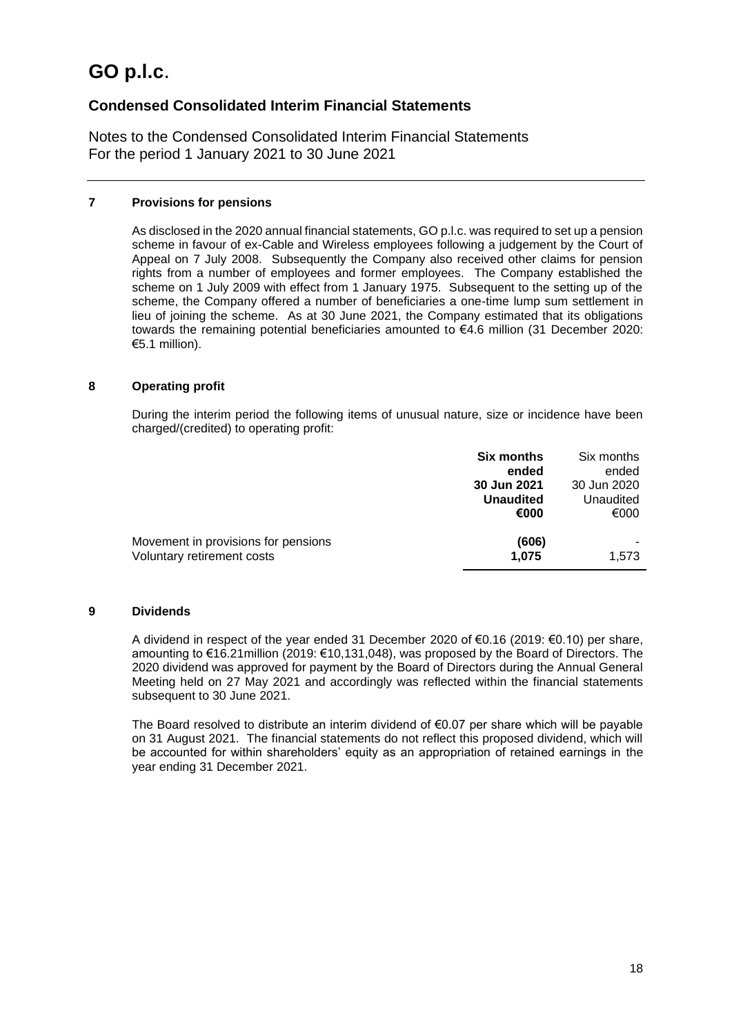# GO p.l.c.

## Condensed Consolidated Interim Financial Statements

Notes to the Condensed Consolidated Interim Financial Statements
For the period 1 January 2021 to 30 June 2021

---

### 7 Provisions for pensions

As disclosed in the 2020 annual financial statements, GO p.l.c. was required to set up a pension scheme in favour of ex-Cable and Wireless employees following a judgement by the Court of Appeal on 7 July 2008. Subsequently the Company also received other claims for pension rights from a number of employees and former employees. The Company established the scheme on 1 July 2009 with effect from 1 January 1975. Subsequent to the setting up of the scheme, the Company offered a number of beneficiaries a one-time lump sum settlement in lieu of joining the scheme. As at 30 June 2021, the Company estimated that its obligations towards the remaining potential beneficiaries amounted to €4.6 million (31 December 2020: €5.1 million).

### 8 Operating profit

During the interim period the following items of unusual nature, size or incidence have been charged/(credited) to operating profit:

| | **Six months ended 30 Jun 2021 Unaudited €000** | Six months ended 30 Jun 2020 Unaudited €000 |
|---|---|---|
| Movement in provisions for pensions | **(606)** | - |
| Voluntary retirement costs | **1,075** | 1,573 |

### 9 Dividends

A dividend in respect of the year ended 31 December 2020 of €0.16 (2019: €0.10) per share, amounting to €16.21million (2019: €10,131,048), was proposed by the Board of Directors. The 2020 dividend was approved for payment by the Board of Directors during the Annual General Meeting held on 27 May 2021 and accordingly was reflected within the financial statements subsequent to 30 June 2021.

The Board resolved to distribute an interim dividend of €0.07 per share which will be payable on 31 August 2021. The financial statements do not reflect this proposed dividend, which will be accounted for within shareholders' equity as an appropriation of retained earnings in the year ending 31 December 2021.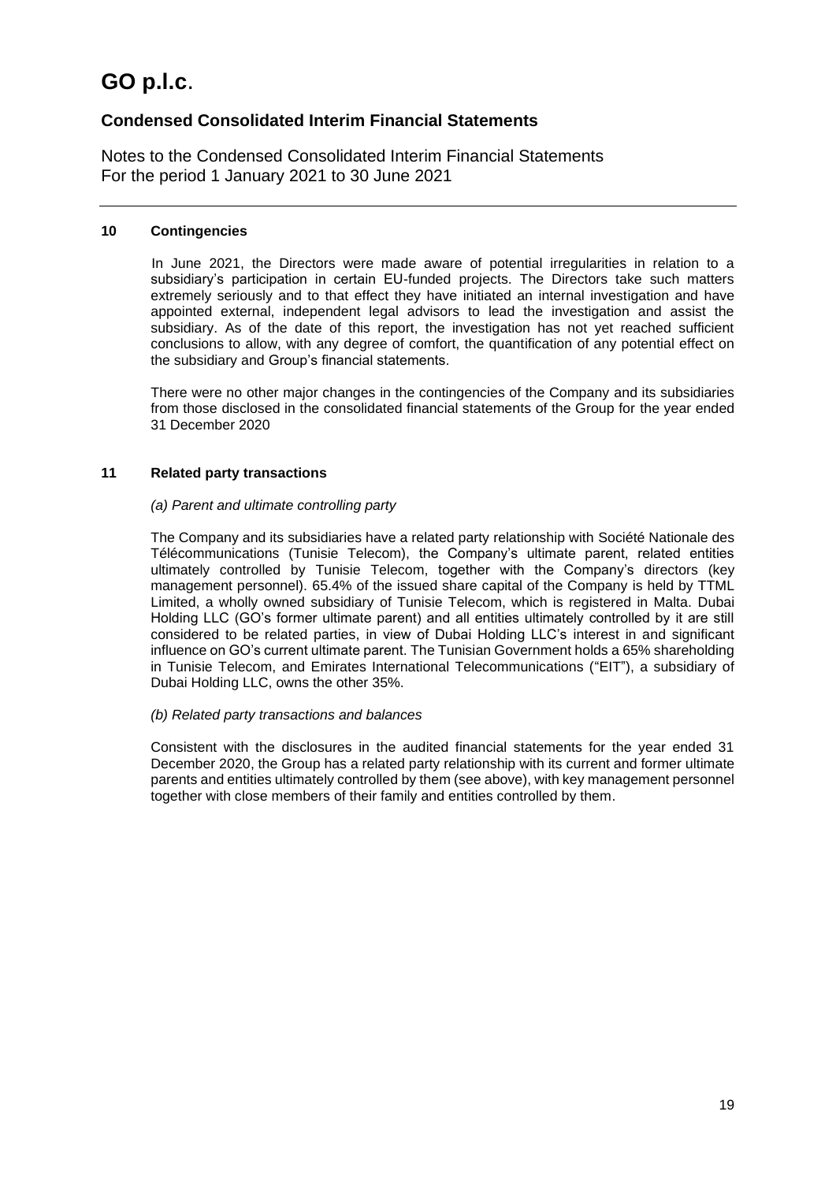# GO p.l.c.

## Condensed Consolidated Interim Financial Statements

Notes to the Condensed Consolidated Interim Financial Statements
For the period 1 January 2021 to 30 June 2021

---

### 10 Contingencies

In June 2021, the Directors were made aware of potential irregularities in relation to a subsidiary's participation in certain EU-funded projects. The Directors take such matters extremely seriously and to that effect they have initiated an internal investigation and have appointed external, independent legal advisors to lead the investigation and assist the subsidiary. As of the date of this report, the investigation has not yet reached sufficient conclusions to allow, with any degree of comfort, the quantification of any potential effect on the subsidiary and Group's financial statements.

There were no other major changes in the contingencies of the Company and its subsidiaries from those disclosed in the consolidated financial statements of the Group for the year ended 31 December 2020

### 11 Related party transactions

*(a) Parent and ultimate controlling party*

The Company and its subsidiaries have a related party relationship with Société Nationale des Télécommunications (Tunisie Telecom), the Company's ultimate parent, related entities ultimately controlled by Tunisie Telecom, together with the Company's directors (key management personnel). 65.4% of the issued share capital of the Company is held by TTML Limited, a wholly owned subsidiary of Tunisie Telecom, which is registered in Malta. Dubai Holding LLC (GO's former ultimate parent) and all entities ultimately controlled by it are still considered to be related parties, in view of Dubai Holding LLC's interest in and significant influence on GO's current ultimate parent. The Tunisian Government holds a 65% shareholding in Tunisie Telecom, and Emirates International Telecommunications ("EIT"), a subsidiary of Dubai Holding LLC, owns the other 35%.

*(b) Related party transactions and balances*

Consistent with the disclosures in the audited financial statements for the year ended 31 December 2020, the Group has a related party relationship with its current and former ultimate parents and entities ultimately controlled by them (see above), with key management personnel together with close members of their family and entities controlled by them.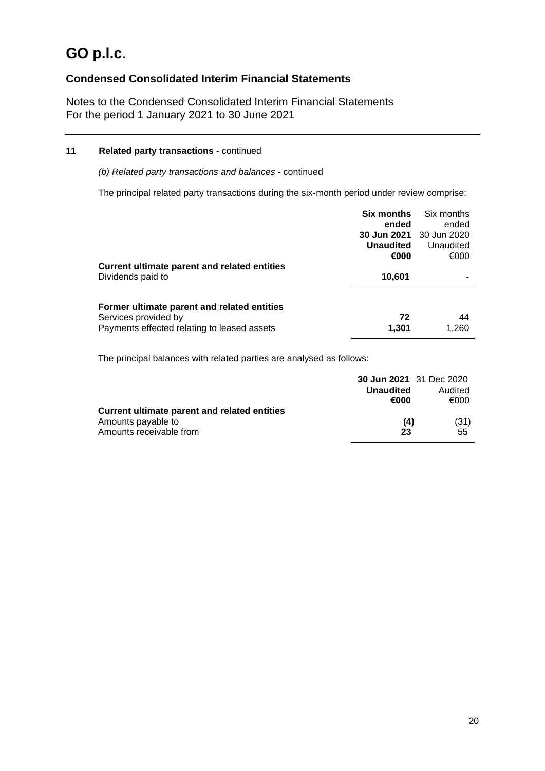# GO p.l.c.

## Condensed Consolidated Interim Financial Statements

Notes to the Condensed Consolidated Interim Financial Statements
For the period 1 January 2021 to 30 June 2021

### 11 Related party transactions - continued

*(b) Related party transactions and balances* - continued

The principal related party transactions during the six-month period under review comprise:

| | **Six months ended 30 Jun 2021 Unaudited €000** | Six months ended 30 Jun 2020 Unaudited €000 |
|---|---|---|
| **Current ultimate parent and related entities** | | |
| Dividends paid to | **10,601** | - |
| | | |
| **Former ultimate parent and related entities** | | |
| Services provided by | **72** | 44 |
| Payments effected relating to leased assets | **1,301** | 1,260 |

The principal balances with related parties are analysed as follows:

| | **30 Jun 2021 Unaudited €000** | 31 Dec 2020 Audited €000 |
|---|---|---|
| **Current ultimate parent and related entities** | | |
| Amounts payable to | **(4)** | (31) |
| Amounts receivable from | **23** | 55 |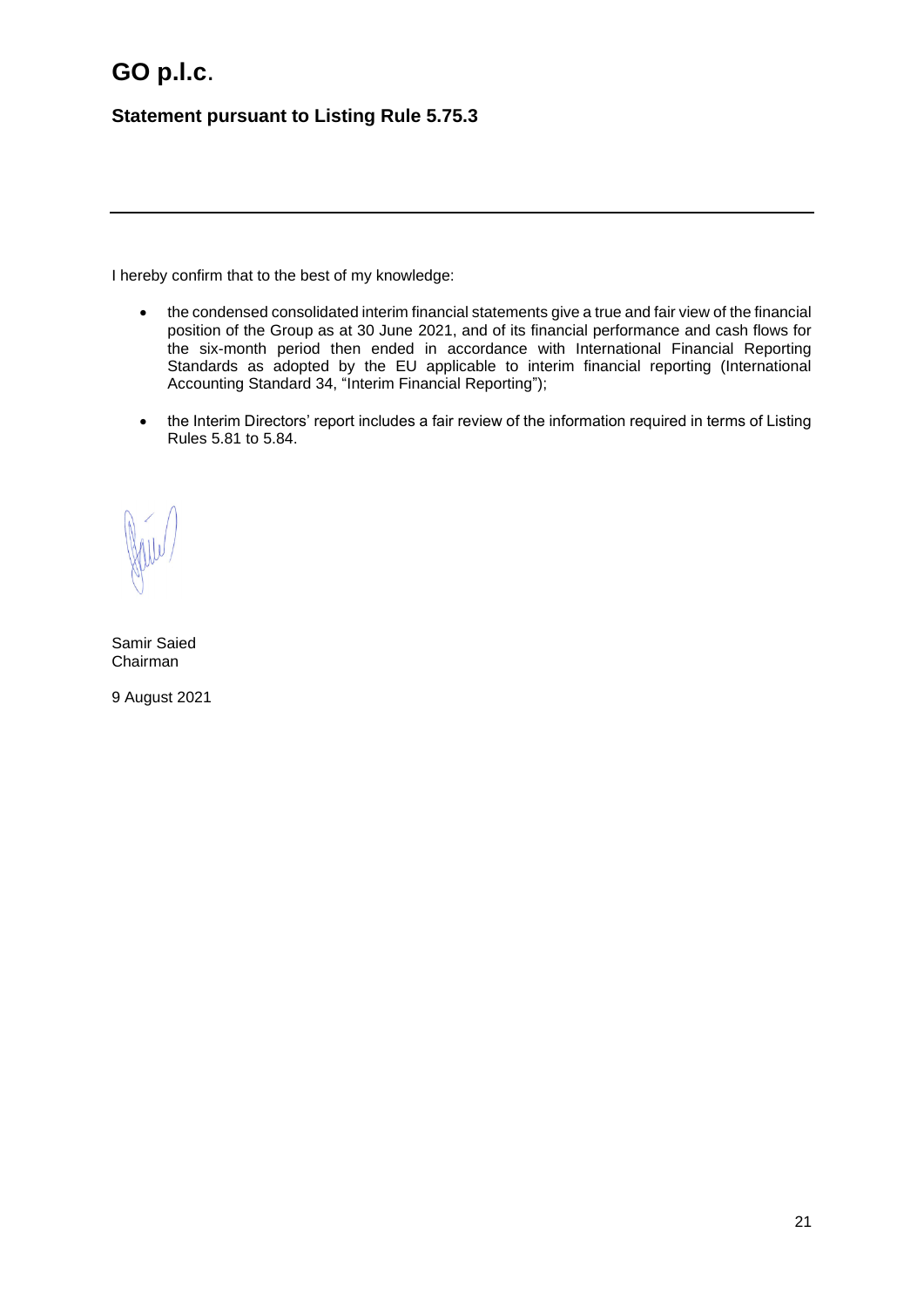# GO p.l.c.

## Statement pursuant to Listing Rule 5.75.3

I hereby confirm that to the best of my knowledge:

- the condensed consolidated interim financial statements give a true and fair view of the financial position of the Group as at 30 June 2021, and of its financial performance and cash flows for the six-month period then ended in accordance with International Financial Reporting Standards as adopted by the EU applicable to interim financial reporting (International Accounting Standard 34, "Interim Financial Reporting");
- the Interim Directors' report includes a fair review of the information required in terms of Listing Rules 5.81 to 5.84.

Samir Saied
Chairman

9 August 2021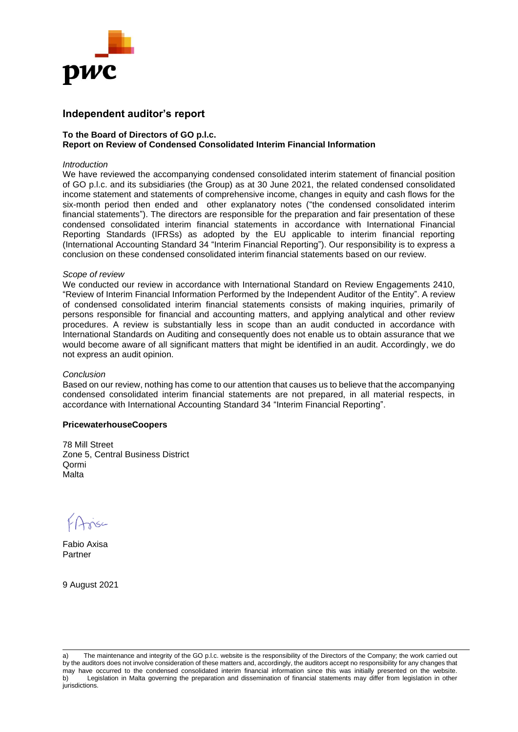pwc

## Independent auditor's report

**To the Board of Directors of GO p.l.c.**
**Report on Review of Condensed Consolidated Interim Financial Information**

*Introduction*

We have reviewed the accompanying condensed consolidated interim statement of financial position of GO p.l.c. and its subsidiaries (the Group) as at 30 June 2021, the related condensed consolidated income statement and statements of comprehensive income, changes in equity and cash flows for the six-month period then ended and other explanatory notes ("the condensed consolidated interim financial statements"). The directors are responsible for the preparation and fair presentation of these condensed consolidated interim financial statements in accordance with International Financial Reporting Standards (IFRSs) as adopted by the EU applicable to interim financial reporting (International Accounting Standard 34 "Interim Financial Reporting"). Our responsibility is to express a conclusion on these condensed consolidated interim financial statements based on our review.

*Scope of review*

We conducted our review in accordance with International Standard on Review Engagements 2410, "Review of Interim Financial Information Performed by the Independent Auditor of the Entity". A review of condensed consolidated interim financial statements consists of making inquiries, primarily of persons responsible for financial and accounting matters, and applying analytical and other review procedures. A review is substantially less in scope than an audit conducted in accordance with International Standards on Auditing and consequently does not enable us to obtain assurance that we would become aware of all significant matters that might be identified in an audit. Accordingly, we do not express an audit opinion.

*Conclusion*

Based on our review, nothing has come to our attention that causes us to believe that the accompanying condensed consolidated interim financial statements are not prepared, in all material respects, in accordance with International Accounting Standard 34 "Interim Financial Reporting".

**PricewaterhouseCoopers**

78 Mill Street
Zone 5, Central Business District
Qormi
Malta

Fabio Axisa
Partner

9 August 2021

---

a) The maintenance and integrity of the GO p.l.c. website is the responsibility of the Directors of the Company; the work carried out by the auditors does not involve consideration of these matters and, accordingly, the auditors accept no responsibility for any changes that may have occurred to the condensed consolidated interim financial information since this was initially presented on the website.
b) Legislation in Malta governing the preparation and dissemination of financial statements may differ from legislation in other jurisdictions.